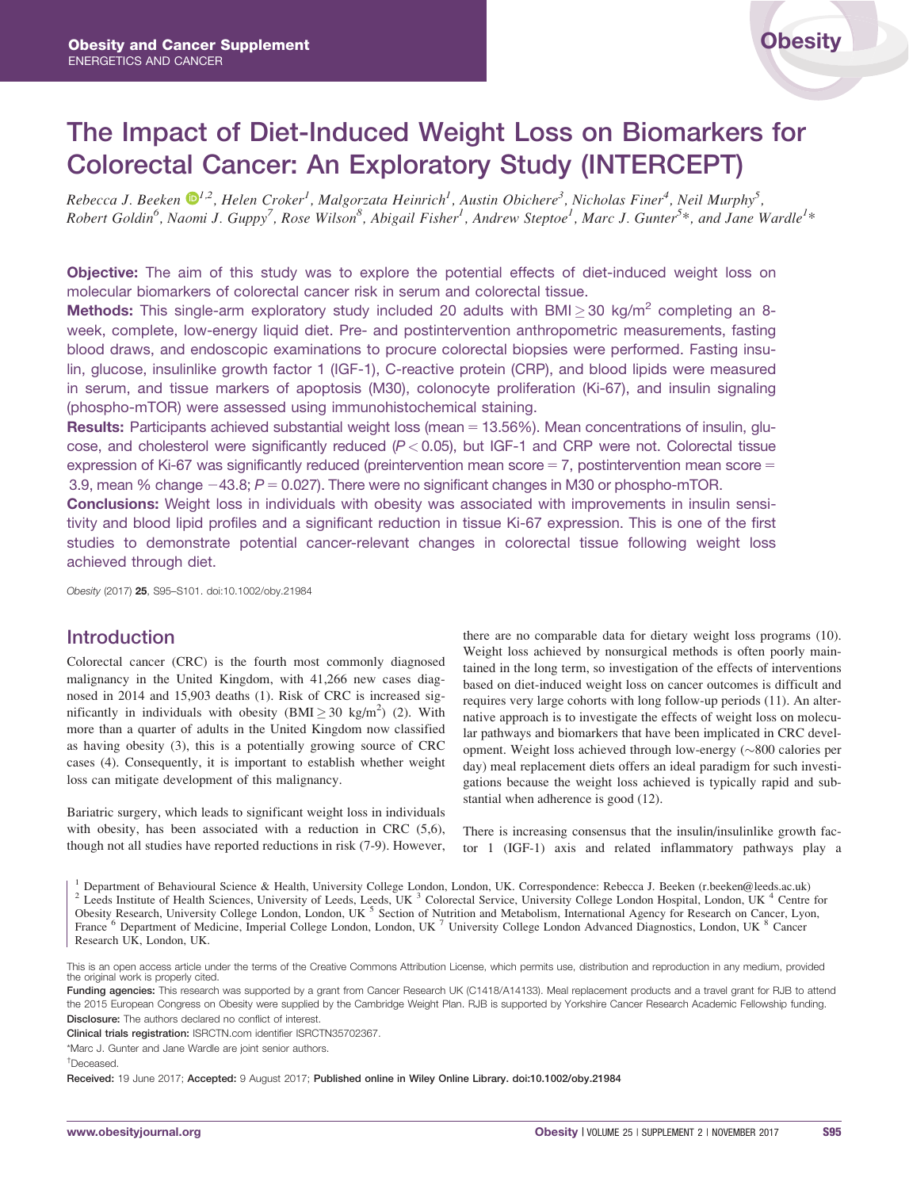Obesity and Cancer Supplement
ENERGETICS AND CANCER

# The Impact of Diet-Induced Weight Loss on Biomarkers for Colorectal Cancer: An Exploratory Study (INTERCEPT)

*Rebecca J. Beeken[1,2], Helen Croker[1], Malgorzata Heinrich[1], Austin Obichere[3], Nicholas Finer[4], Neil Murphy[5], Robert Goldin[6], Naomi J. Guppy[7], Rose Wilson[8], Abigail Fisher[1], Andrew Steptoe[1], Marc J. Gunter[5]*, and Jane Wardle[1]**

**Objective:** The aim of this study was to explore the potential effects of diet-induced weight loss on molecular biomarkers of colorectal cancer risk in serum and colorectal tissue.

**Methods:** This single-arm exploratory study included 20 adults with BMI $\geq$ 30 kg/m$^2$ completing an 8-week, complete, low-energy liquid diet. Pre- and postintervention anthropometric measurements, fasting blood draws, and endoscopic examinations to procure colorectal biopsies were performed. Fasting insulin, glucose, insulinlike growth factor 1 (IGF-1), C-reactive protein (CRP), and blood lipids were measured in serum, and tissue markers of apoptosis (M30), colonocyte proliferation (Ki-67), and insulin signaling (phospho-mTOR) were assessed using immunohistochemical staining.

**Results:** Participants achieved substantial weight loss (mean = 13.56%). Mean concentrations of insulin, glucose, and cholesterol were significantly reduced ($P < 0.05$), but IGF-1 and CRP were not. Colorectal tissue expression of Ki-67 was significantly reduced (preintervention mean score = 7, postintervention mean score = 3.9, mean % change −43.8; $P = 0.027$). There were no significant changes in M30 or phospho-mTOR.

**Conclusions:** Weight loss in individuals with obesity was associated with improvements in insulin sensitivity and blood lipid profiles and a significant reduction in tissue Ki-67 expression. This is one of the first studies to demonstrate potential cancer-relevant changes in colorectal tissue following weight loss achieved through diet.

*Obesity* (2017) **25**, S95–S101. doi:10.1002/oby.21984

## Introduction

Colorectal cancer (CRC) is the fourth most commonly diagnosed malignancy in the United Kingdom, with 41,266 new cases diagnosed in 2014 and 15,903 deaths (1). Risk of CRC is increased significantly in individuals with obesity (BMI $\geq$ 30 kg/m$^2$) (2). With more than a quarter of adults in the United Kingdom now classified as having obesity (3), this is a potentially growing source of CRC cases (4). Consequently, it is important to establish whether weight loss can mitigate development of this malignancy.

Bariatric surgery, which leads to significant weight loss in individuals with obesity, has been associated with a reduction in CRC (5,6), though not all studies have reported reductions in risk (7-9). However, there are no comparable data for dietary weight loss programs (10). Weight loss achieved by nonsurgical methods is often poorly maintained in the long term, so investigation of the effects of interventions based on diet-induced weight loss on cancer outcomes is difficult and requires very large cohorts with long follow-up periods (11). An alternative approach is to investigate the effects of weight loss on molecular pathways and biomarkers that have been implicated in CRC development. Weight loss achieved through low-energy (~800 calories per day) meal replacement diets offers an ideal paradigm for such investigations because the weight loss achieved is typically rapid and substantial when adherence is good (12).

There is increasing consensus that the insulin/insulinlike growth factor 1 (IGF-1) axis and related inflammatory pathways play a

[1] Department of Behavioural Science & Health, University College London, London, UK. Correspondence: Rebecca J. Beeken (r.beeken@leeds.ac.uk) [2] Leeds Institute of Health Sciences, University of Leeds, Leeds, UK [3] Colorectal Service, University College London Hospital, London, UK [4] Centre for Obesity Research, University College London, London, UK [5] Section of Nutrition and Metabolism, International Agency for Research on Cancer, Lyon, France [6] Department of Medicine, Imperial College London, London, UK [7] University College London Advanced Diagnostics, London, UK [8] Cancer Research UK, London, UK.

This is an open access article under the terms of the Creative Commons Attribution License, which permits use, distribution and reproduction in any medium, provided the original work is properly cited.

**Funding agencies:** This research was supported by a grant from Cancer Research UK (C1418/A14133). Meal replacement products and a travel grant for RJB to attend the 2015 European Congress on Obesity were supplied by the Cambridge Weight Plan. RJB is supported by Yorkshire Cancer Research Academic Fellowship funding.

**Disclosure:** The authors declared no conflict of interest.

**Clinical trials registration:** ISRCTN.com identifier ISRCTN35702367.

*Marc J. Gunter and Jane Wardle are joint senior authors.

†Deceased.

**Received:** 19 June 2017; **Accepted:** 9 August 2017; **Published online in Wiley Online Library.** doi:10.1002/oby.21984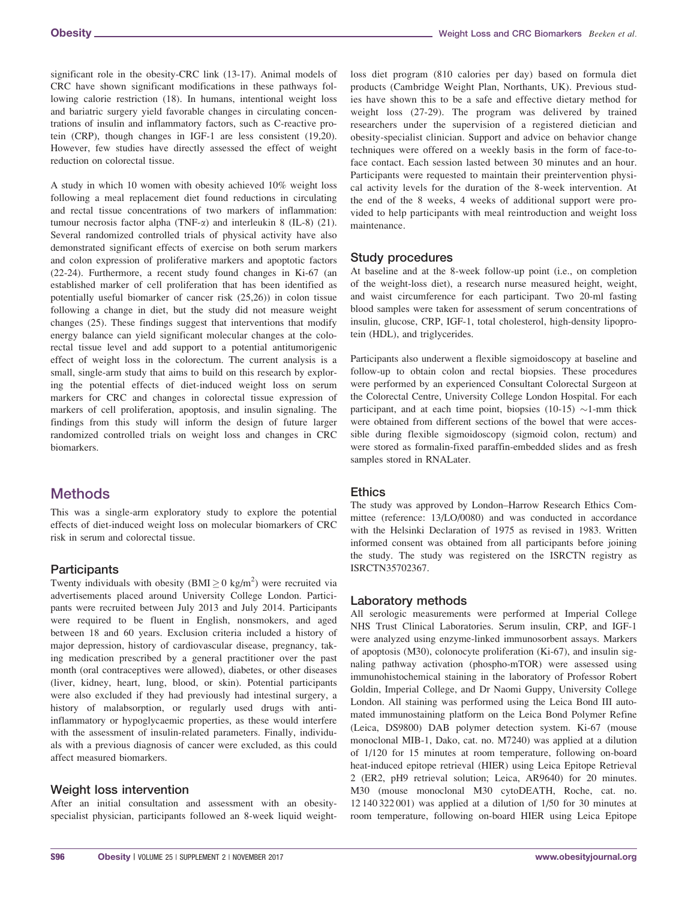significant role in the obesity-CRC link (13-17). Animal models of CRC have shown significant modifications in these pathways following calorie restriction (18). In humans, intentional weight loss and bariatric surgery yield favorable changes in circulating concentrations of insulin and inflammatory factors, such as C-reactive protein (CRP), though changes in IGF-1 are less consistent (19,20). However, few studies have directly assessed the effect of weight reduction on colorectal tissue.

A study in which 10 women with obesity achieved 10% weight loss following a meal replacement diet found reductions in circulating and rectal tissue concentrations of two markers of inflammation: tumour necrosis factor alpha (TNF-$\alpha$) and interleukin 8 (IL-8) (21). Several randomized controlled trials of physical activity have also demonstrated significant effects of exercise on both serum markers and colon expression of proliferative markers and apoptotic factors (22-24). Furthermore, a recent study found changes in Ki-67 (an established marker of cell proliferation that has been identified as potentially useful biomarker of cancer risk (25,26)) in colon tissue following a change in diet, but the study did not measure weight changes (25). These findings suggest that interventions that modify energy balance can yield significant molecular changes at the colorectal tissue level and add support to a potential antitumorigenic effect of weight loss in the colorectum. The current analysis is a small, single-arm study that aims to build on this research by exploring the potential effects of diet-induced weight loss on serum markers for CRC and changes in colorectal tissue expression of markers of cell proliferation, apoptosis, and insulin signaling. The findings from this study will inform the design of future larger randomized controlled trials on weight loss and changes in CRC biomarkers.

## Methods

This was a single-arm exploratory study to explore the potential effects of diet-induced weight loss on molecular biomarkers of CRC risk in serum and colorectal tissue.

### Participants

Twenty individuals with obesity (BMI $\geq 0$ kg/m$^2$) were recruited via advertisements placed around University College London. Participants were recruited between July 2013 and July 2014. Participants were required to be fluent in English, nonsmokers, and aged between 18 and 60 years. Exclusion criteria included a history of major depression, history of cardiovascular disease, pregnancy, taking medication prescribed by a general practitioner over the past month (oral contraceptives were allowed), diabetes, or other diseases (liver, kidney, heart, lung, blood, or skin). Potential participants were also excluded if they had previously had intestinal surgery, a history of malabsorption, or regularly used drugs with anti-inflammatory or hypoglycaemic properties, as these would interfere with the assessment of insulin-related parameters. Finally, individuals with a previous diagnosis of cancer were excluded, as this could affect measured biomarkers.

### Weight loss intervention

After an initial consultation and assessment with an obesity-specialist physician, participants followed an 8-week liquid weight-loss diet program (810 calories per day) based on formula diet products (Cambridge Weight Plan, Northants, UK). Previous studies have shown this to be a safe and effective dietary method for weight loss (27-29). The program was delivered by trained researchers under the supervision of a registered dietician and obesity-specialist clinician. Support and advice on behavior change techniques were offered on a weekly basis in the form of face-to-face contact. Each session lasted between 30 minutes and an hour. Participants were requested to maintain their preintervention physical activity levels for the duration of the 8-week intervention. At the end of the 8 weeks, 4 weeks of additional support were provided to help participants with meal reintroduction and weight loss maintenance.

### Study procedures

At baseline and at the 8-week follow-up point (i.e., on completion of the weight-loss diet), a research nurse measured height, weight, and waist circumference for each participant. Two 20-ml fasting blood samples were taken for assessment of serum concentrations of insulin, glucose, CRP, IGF-1, total cholesterol, high-density lipoprotein (HDL), and triglycerides.

Participants also underwent a flexible sigmoidoscopy at baseline and follow-up to obtain colon and rectal biopsies. These procedures were performed by an experienced Consultant Colorectal Surgeon at the Colorectal Centre, University College London Hospital. For each participant, and at each time point, biopsies (10-15) ~1-mm thick were obtained from different sections of the bowel that were accessible during flexible sigmoidoscopy (sigmoid colon, rectum) and were stored as formalin-fixed paraffin-embedded slides and as fresh samples stored in RNALater.

### Ethics

The study was approved by London–Harrow Research Ethics Committee (reference: 13/LO/0080) and was conducted in accordance with the Helsinki Declaration of 1975 as revised in 1983. Written informed consent was obtained from all participants before joining the study. The study was registered on the ISRCTN registry as ISRCTN35702367.

### Laboratory methods

All serologic measurements were performed at Imperial College NHS Trust Clinical Laboratories. Serum insulin, CRP, and IGF-1 were analyzed using enzyme-linked immunosorbent assays. Markers of apoptosis (M30), colonocyte proliferation (Ki-67), and insulin signaling pathway activation (phospho-mTOR) were assessed using immunohistochemical staining in the laboratory of Professor Robert Goldin, Imperial College, and Dr Naomi Guppy, University College London. All staining was performed using the Leica Bond III automated immunostaining platform on the Leica Bond Polymer Refine (Leica, DS9800) DAB polymer detection system. Ki-67 (mouse monoclonal MIB-1, Dako, cat. no. M7240) was applied at a dilution of 1/120 for 15 minutes at room temperature, following on-board heat-induced epitope retrieval (HIER) using Leica Epitope Retrieval 2 (ER2, pH9 retrieval solution; Leica, AR9640) for 20 minutes. M30 (mouse monoclonal M30 cytoDEATH, Roche, cat. no. 12 140 322 001) was applied at a dilution of 1/50 for 30 minutes at room temperature, following on-board HIER using Leica Epitope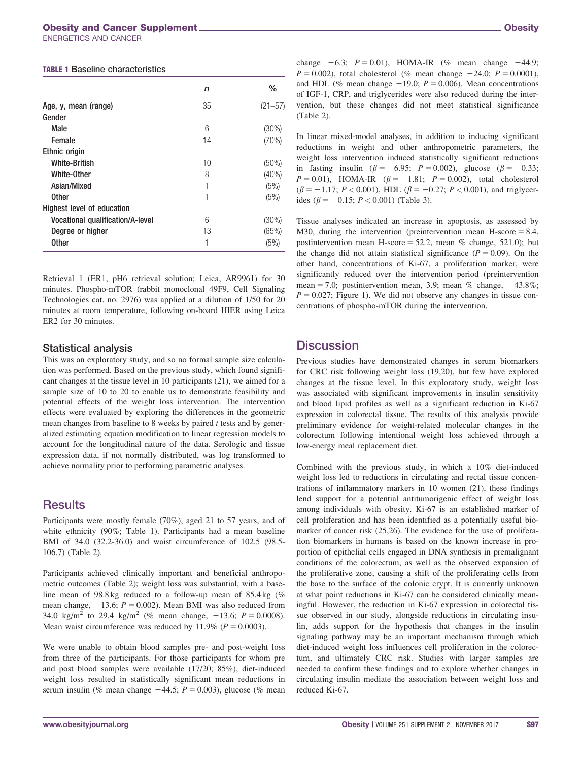**TABLE 1** Baseline characteristics

| | n | % |
|---|---|---|
| Age, y, mean (range) | 35 | (21–57) |
| Gender | | |
| Male | 6 | (30%) |
| Female | 14 | (70%) |
| Ethnic origin | | |
| White-British | 10 | (50%) |
| White-Other | 8 | (40%) |
| Asian/Mixed | 1 | (5%) |
| Other | 1 | (5%) |
| Highest level of education | | |
| Vocational qualification/A-level | 6 | (30%) |
| Degree or higher | 13 | (65%) |
| Other | 1 | (5%) |

Retrieval 1 (ER1, pH6 retrieval solution; Leica, AR9961) for 30 minutes. Phospho-mTOR (rabbit monoclonal 49F9, Cell Signaling Technologies cat. no. 2976) was applied at a dilution of 1/50 for 20 minutes at room temperature, following on-board HIER using Leica ER2 for 30 minutes.

### Statistical analysis

This was an exploratory study, and so no formal sample size calculation was performed. Based on the previous study, which found significant changes at the tissue level in 10 participants (21), we aimed for a sample size of 10 to 20 to enable us to demonstrate feasibility and potential effects of the weight loss intervention. The intervention effects were evaluated by exploring the differences in the geometric mean changes from baseline to 8 weeks by paired *t* tests and by generalized estimating equation modification to linear regression models to account for the longitudinal nature of the data. Serologic and tissue expression data, if not normally distributed, was log transformed to achieve normality prior to performing parametric analyses.

## Results

Participants were mostly female (70%), aged 21 to 57 years, and of white ethnicity (90%; Table 1). Participants had a mean baseline BMI of 34.0 (32.2-36.0) and waist circumference of 102.5 (98.5-106.7) (Table 2).

Participants achieved clinically important and beneficial anthropometric outcomes (Table 2); weight loss was substantial, with a baseline mean of 98.8 kg reduced to a follow-up mean of 85.4 kg (% mean change, −13.6; $P = 0.002$). Mean BMI was also reduced from 34.0 kg/m$^2$ to 29.4 kg/m$^2$ (% mean change, −13.6; $P = 0.0008$). Mean waist circumference was reduced by 11.9% ($P = 0.0003$).

We were unable to obtain blood samples pre- and post-weight loss from three of the participants. For those participants for whom pre and post blood samples were available (17/20; 85%), diet-induced weight loss resulted in statistically significant mean reductions in serum insulin (% mean change −44.5; $P = 0.003$), glucose (% mean change −6.3; $P = 0.01$), HOMA-IR (% mean change −44.9; $P = 0.002$), total cholesterol (% mean change −24.0; $P = 0.0001$), and HDL (% mean change −19.0; $P = 0.006$). Mean concentrations of IGF-1, CRP, and triglycerides were also reduced during the intervention, but these changes did not meet statistical significance (Table 2).

In linear mixed-model analyses, in addition to inducing significant reductions in weight and other anthropometric parameters, the weight loss intervention induced statistically significant reductions in fasting insulin ($\beta = -6.95$; $P = 0.002$), glucose ($\beta = -0.33$; $P = 0.01$), HOMA-IR ($\beta = -1.81$; $P = 0.002$), total cholesterol ($\beta = -1.17$; $P < 0.001$), HDL ($\beta = -0.27$; $P < 0.001$), and triglycerides ($\beta = -0.15$; $P < 0.001$) (Table 3).

Tissue analyses indicated an increase in apoptosis, as assessed by M30, during the intervention (preintervention mean H-score = 8.4, postintervention mean H-score = 52.2, mean % change, 521.0); but the change did not attain statistical significance ($P = 0.09$). On the other hand, concentrations of Ki-67, a proliferation marker, were significantly reduced over the intervention period (preintervention mean = 7.0; postintervention mean, 3.9; mean % change, −43.8%; $P = 0.027$; Figure 1). We did not observe any changes in tissue concentrations of phospho-mTOR during the intervention.

## Discussion

Previous studies have demonstrated changes in serum biomarkers for CRC risk following weight loss (19,20), but few have explored changes at the tissue level. In this exploratory study, weight loss was associated with significant improvements in insulin sensitivity and blood lipid profiles as well as a significant reduction in Ki-67 expression in colorectal tissue. The results of this analysis provide preliminary evidence for weight-related molecular changes in the colorectum following intentional weight loss achieved through a low-energy meal replacement diet.

Combined with the previous study, in which a 10% diet-induced weight loss led to reductions in circulating and rectal tissue concentrations of inflammatory markers in 10 women (21), these findings lend support for a potential antitumorigenic effect of weight loss among individuals with obesity. Ki-67 is an established marker of cell proliferation and has been identified as a potentially useful biomarker of cancer risk (25,26). The evidence for the use of proliferation biomarkers in humans is based on the known increase in proportion of epithelial cells engaged in DNA synthesis in premalignant conditions of the colorectum, as well as the observed expansion of the proliferative zone, causing a shift of the proliferating cells from the base to the surface of the colonic crypt. It is currently unknown at what point reductions in Ki-67 can be considered clinically meaningful. However, the reduction in Ki-67 expression in colorectal tissue observed in our study, alongside reductions in circulating insulin, adds support for the hypothesis that changes in the insulin signaling pathway may be an important mechanism through which diet-induced weight loss influences cell proliferation in the colorectum, and ultimately CRC risk. Studies with larger samples are needed to confirm these findings and to explore whether changes in circulating insulin mediate the association between weight loss and reduced Ki-67.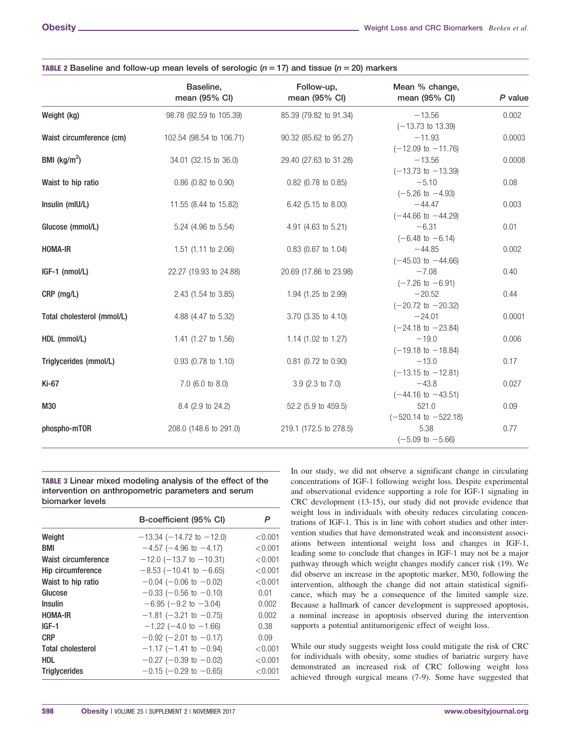**TABLE 2 Baseline and follow-up mean levels of serologic (n = 17) and tissue (n = 20) markers**

| | Baseline, mean (95% CI) | Follow-up, mean (95% CI) | Mean % change, mean (95% CI) | P value |
|---|---|---|---|---|
| Weight (kg) | 98.78 (92.59 to 105.39) | 85.39 (79.82 to 91.34) | −13.56 (−13.73 to 13.39) | 0.002 |
| Waist circumference (cm) | 102.54 (98.54 to 106.71) | 90.32 (85.62 to 95.27) | −11.93 (−12.09 to −11.76) | 0.0003 |
| BMI (kg/m$^2$) | 34.01 (32.15 to 36.0) | 29.40 (27.63 to 31.28) | −13.56 (−13.73 to −13.39) | 0.0008 |
| Waist to hip ratio | 0.86 (0.82 to 0.90) | 0.82 (0.78 to 0.85) | −5.10 (−5.26 to −4.93) | 0.08 |
| Insulin (mIU/L) | 11.55 (8.44 to 15.82) | 6.42 (5.15 to 8.00) | −44.47 (−44.66 to −44.29) | 0.003 |
| Glucose (mmol/L) | 5.24 (4.96 to 5.54) | 4.91 (4.63 to 5.21) | −6.31 (−6.48 to −6.14) | 0.01 |
| HOMA-IR | 1.51 (1.11 to 2.06) | 0.83 (0.67 to 1.04) | −44.85 (−45.03 to −44.66) | 0.002 |
| IGF-1 (nmol/L) | 22.27 (19.93 to 24.88) | 20.69 (17.86 to 23.98) | −7.08 (−7.26 to −6.91) | 0.40 |
| CRP (mg/L) | 2.43 (1.54 to 3.85) | 1.94 (1.25 to 2.99) | −20.52 (−20.72 to −20.32) | 0.44 |
| Total cholesterol (mmol/L) | 4.88 (4.47 to 5.32) | 3.70 (3.35 to 4.10) | −24.01 (−24.18 to −23.84) | 0.0001 |
| HDL (mmol/L) | 1.41 (1.27 to 1.56) | 1.14 (1.02 to 1.27) | −19.0 (−19.18 to −18.84) | 0.006 |
| Triglycerides (mmol/L) | 0.93 (0.78 to 1.10) | 0.81 (0.72 to 0.90) | −13.0 (−13.15 to −12.81) | 0.17 |
| Ki-67 | 7.0 (6.0 to 8.0) | 3.9 (2.3 to 7.0) | −43.8 (−44.16 to −43.51) | 0.027 |
| M30 | 8.4 (2.9 to 24.2) | 52.2 (5.9 to 459.5) | 521.0 (−520.14 to −522.18) | 0.09 |
| phospho-mTOR | 208.0 (148.6 to 291.0) | 219.1 (172.5 to 278.5) | 5.38 (−5.09 to −5.66) | 0.77 |

**TABLE 3 Linear mixed modeling analysis of the effect of the intervention on anthropometric parameters and serum biomarker levels**

| | B-coefficient (95% CI) | P |
|---|---|---|
| Weight | −13.34 (−14.72 to −12.0) | <0.001 |
| BMI | −4.57 (−4.96 to −4.17) | <0.001 |
| Waist circumference | −12.0 (−13.7 to −10.31) | <0.001 |
| Hip circumference | −8.53 (−10.41 to −6.65) | <0.001 |
| Waist to hip ratio | −0.04 (−0.06 to −0.02) | <0.001 |
| Glucose | −0.33 (−0.56 to −0.10) | 0.01 |
| Insulin | −6.95 (−9.2 to −3.04) | 0.002 |
| HOMA-IR | −1.81 (−3.21 to −0.75) | 0.002 |
| IGF-1 | −1.22 (−4.0 to −1.66) | 0.38 |
| CRP | −0.92 (−2.01 to −0.17) | 0.09 |
| Total cholesterol | −1.17 (−1.41 to −0.94) | <0.001 |
| HDL | −0.27 (−0.39 to −0.02) | <0.001 |
| Triglycerides | −0.15 (−0.29 to −0.65) | <0.001 |

In our study, we did not observe a significant change in circulating concentrations of IGF-1 following weight loss. Despite experimental and observational evidence supporting a role for IGF-1 signaling in CRC development (13-15), our study did not provide evidence that weight loss in individuals with obesity reduces circulating concentrations of IGF-1. This is in line with cohort studies and other intervention studies that have demonstrated weak and inconsistent associations between intentional weight loss and changes in IGF-1, leading some to conclude that changes in IGF-1 may not be a major pathway through which weight changes modify cancer risk (19). We did observe an increase in the apoptotic marker, M30, following the intervention, although the change did not attain statistical significance, which may be a consequence of the limited sample size. Because a hallmark of cancer development is suppressed apoptosis, a nominal increase in apoptosis observed during the intervention supports a potential antitumorigenic effect of weight loss.

While our study suggests weight loss could mitigate the risk of CRC for individuals with obesity, some studies of bariatric surgery have demonstrated an increased risk of CRC following weight loss achieved through surgical means (7-9). Some have suggested that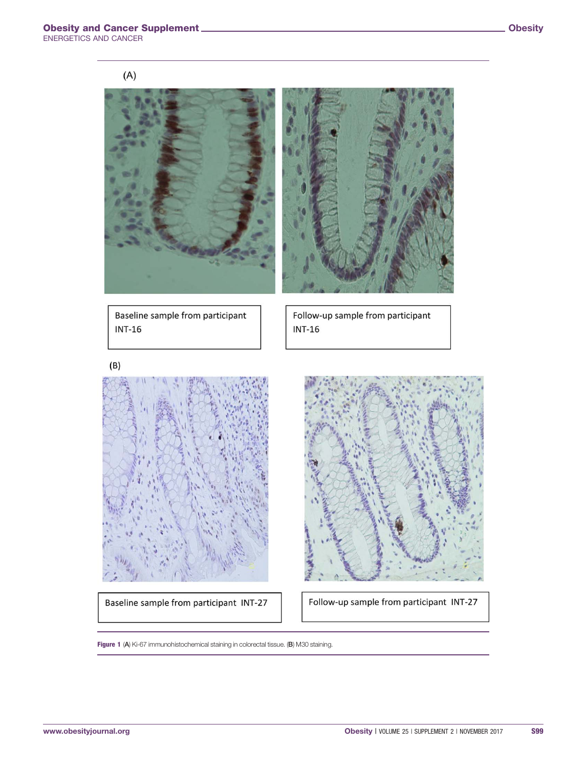(A)

Baseline sample from participant INT-16

Follow-up sample from participant INT-16

(B)

Baseline sample from participant INT-27

Follow-up sample from participant INT-27

**Figure 1** (**A**) Ki-67 immunohistochemical staining in colorectal tissue. (**B**) M30 staining.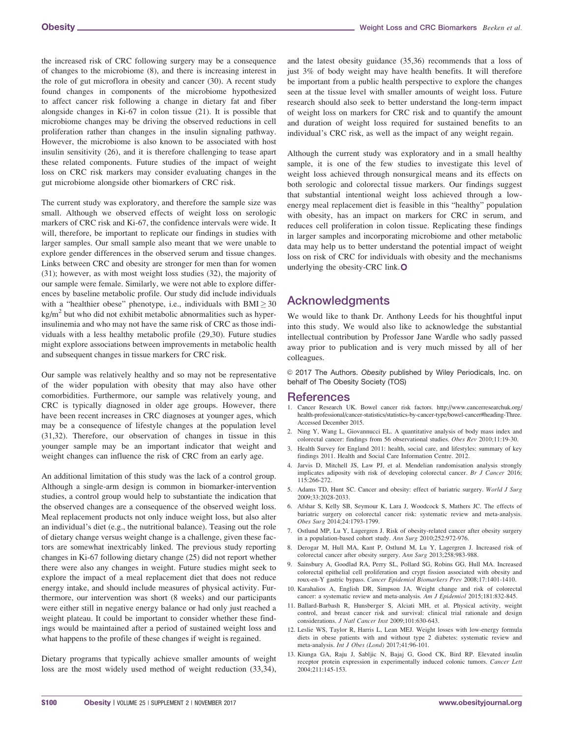the increased risk of CRC following surgery may be a consequence of changes to the microbiome (8), and there is increasing interest in the role of gut microflora in obesity and cancer (30). A recent study found changes in components of the microbiome hypothesized to affect cancer risk following a change in dietary fat and fiber alongside changes in Ki-67 in colon tissue (21). It is possible that microbiome changes may be driving the observed reductions in cell proliferation rather than changes in the insulin signaling pathway. However, the microbiome is also known to be associated with host insulin sensitivity (26), and it is therefore challenging to tease apart these related components. Future studies of the impact of weight loss on CRC risk markers may consider evaluating changes in the gut microbiome alongside other biomarkers of CRC risk.

The current study was exploratory, and therefore the sample size was small. Although we observed effects of weight loss on serologic markers of CRC risk and Ki-67, the confidence intervals were wide. It will, therefore, be important to replicate our findings in studies with larger samples. Our small sample also meant that we were unable to explore gender differences in the observed serum and tissue changes. Links between CRC and obesity are stronger for men than for women (31); however, as with most weight loss studies (32), the majority of our sample were female. Similarly, we were not able to explore differences by baseline metabolic profile. Our study did include individuals with a "healthier obese" phenotype, i.e., individuals with BMI $\geq$ 30 kg/m$^2$ but who did not exhibit metabolic abnormalities such as hyperinsulinemia and who may not have the same risk of CRC as those individuals with a less healthy metabolic profile (29,30). Future studies might explore associations between improvements in metabolic health and subsequent changes in tissue markers for CRC risk.

Our sample was relatively healthy and so may not be representative of the wider population with obesity that may also have other comorbidities. Furthermore, our sample was relatively young, and CRC is typically diagnosed in older age groups. However, there have been recent increases in CRC diagnoses at younger ages, which may be a consequence of lifestyle changes at the population level (31,32). Therefore, our observation of changes in tissue in this younger sample may be an important indicator that weight and weight changes can influence the risk of CRC from an early age.

An additional limitation of this study was the lack of a control group. Although a single-arm design is common in biomarker-intervention studies, a control group would help to substantiate the indication that the observed changes are a consequence of the observed weight loss. Meal replacement products not only induce weight loss, but also alter an individual's diet (e.g., the nutritional balance). Teasing out the role of dietary change versus weight change is a challenge, given these factors are somewhat inextricably linked. The previous study reporting changes in Ki-67 following dietary change (25) did not report whether there were also any changes in weight. Future studies might seek to explore the impact of a meal replacement diet that does not reduce energy intake, and should include measures of physical activity. Furthermore, our intervention was short (8 weeks) and our participants were either still in negative energy balance or had only just reached a weight plateau. It could be important to consider whether these findings would be maintained after a period of sustained weight loss and what happens to the profile of these changes if weight is regained.

Dietary programs that typically achieve smaller amounts of weight loss are the most widely used method of weight reduction (33,34), and the latest obesity guidance (35,36) recommends that a loss of just 3% of body weight may have health benefits. It will therefore be important from a public health perspective to explore the changes seen at the tissue level with smaller amounts of weight loss. Future research should also seek to better understand the long-term impact of weight loss on markers for CRC risk and to quantify the amount and duration of weight loss required for sustained benefits to an individual's CRC risk, as well as the impact of any weight regain.

Although the current study was exploratory and in a small healthy sample, it is one of the few studies to investigate this level of weight loss achieved through nonsurgical means and its effects on both serologic and colorectal tissue markers. Our findings suggest that substantial intentional weight loss achieved through a low-energy meal replacement diet is feasible in this "healthy" population with obesity, has an impact on markers for CRC in serum, and reduces cell proliferation in colon tissue. Replicating these findings in larger samples and incorporating microbiome and other metabolic data may help us to better understand the potential impact of weight loss on risk of CRC for individuals with obesity and the mechanisms underlying the obesity-CRC link.

## Acknowledgments

We would like to thank Dr. Anthony Leeds for his thoughtful input into this study. We would also like to acknowledge the substantial intellectual contribution by Professor Jane Wardle who sadly passed away prior to publication and is very much missed by all of her colleagues.

© 2017 The Authors. *Obesity* published by Wiley Periodicals, Inc. on behalf of The Obesity Society (TOS)

## References

1. Cancer Research UK. Bowel cancer risk factors. http://www.cancerresearchuk.org/health-professional/cancer-statistics/statistics-by-cancer-type/bowel-cancer#heading-Three. Accessed December 2015.
2. Ning Y, Wang L, Giovannucci EL. A quantitative analysis of body mass index and colorectal cancer: findings from 56 observational studies. *Obes Rev* 2010;11:19-30.
3. Health Survey for England 2011: health, social care, and lifestyles: summary of key findings 2011. Health and Social Care Information Centre. 2012.
4. Jarvis D, Mitchell JS, Law PJ, et al. Mendelian randomisation analysis strongly implicates adiposity with risk of developing colorectal cancer. *Br J Cancer* 2016; 115:266-272.
5. Adams TD, Hunt SC. Cancer and obesity: effect of bariatric surgery. *World J Surg* 2009;33:2028-2033.
6. Afshar S, Kelly SB, Seymour K, Lara J, Woodcock S, Mathers JC. The effects of bariatric surgery on colorectal cancer risk: systematic review and meta-analysis. *Obes Surg* 2014;24:1793-1799.
7. Ostlund MP, Lu Y, Lagergren J. Risk of obesity-related cancer after obesity surgery in a population-based cohort study. *Ann Surg* 2010;252:972-976.
8. Derogar M, Hull MA, Kant P, Ostlund M, Lu Y, Lagergren J. Increased risk of colorectal cancer after obesity surgery. *Ann Surg* 2013;258:983-988.
9. Sainsbury A, Goodlad RA, Perry SL, Pollard SG, Robins GG, Hull MA. Increased colorectal epithelial cell proliferation and crypt fission associated with obesity and roux-en-Y gastric bypass. *Cancer Epidemiol Biomarkers Prev* 2008;17:1401-1410.
10. Karahalios A, English DR, Simpson JA. Weight change and risk of colorectal cancer: a systematic review and meta-analysis. *Am J Epidemiol* 2015;181:832-845.
11. Ballard-Barbash R, Hunsberger S, Alciati MH, et al. Physical activity, weight control, and breast cancer risk and survival: clinical trial rationale and design considerations. *J Natl Cancer Inst* 2009;101:630-643.
12. Leslie WS, Taylor R, Harris L, Lean MEJ. Weight losses with low-energy formula diets in obese patients with and without type 2 diabetes: systematic review and meta-analysis. *Int J Obes (Lond)* 2017;41:96-101.
13. Kiunga GA, Raju J, Sabljic N, Bajaj G, Good CK, Bird RP. Elevated insulin receptor protein expression in experimentally induced colonic tumors. *Cancer Lett* 2004;211:145-153.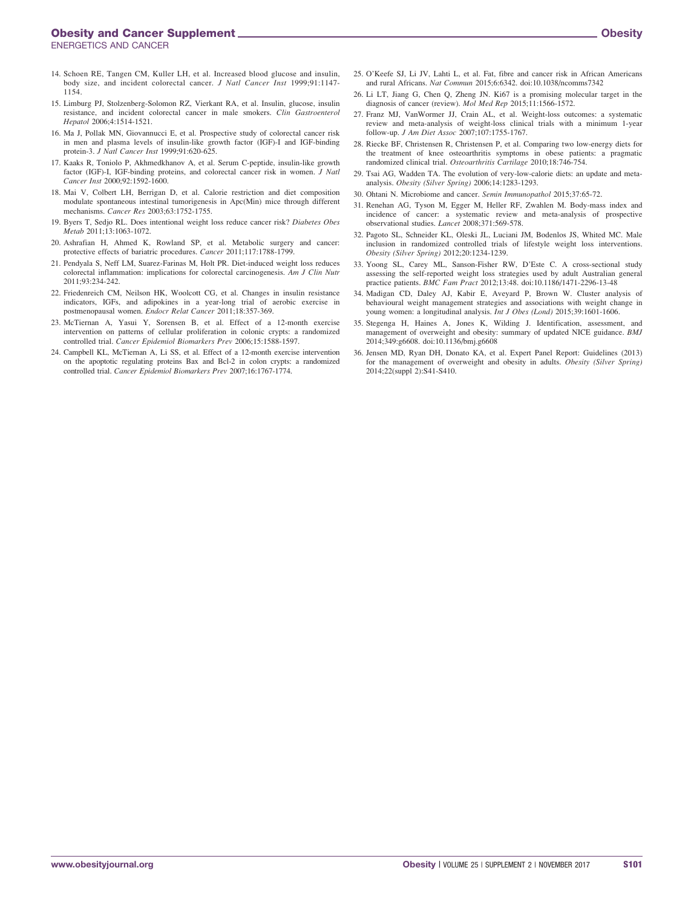14. Schoen RE, Tangen CM, Kuller LH, et al. Increased blood glucose and insulin, body size, and incident colorectal cancer. *J Natl Cancer Inst* 1999;91:1147-1154.
15. Limburg PJ, Stolzenberg-Solomon RZ, Vierkant RA, et al. Insulin, glucose, insulin resistance, and incident colorectal cancer in male smokers. *Clin Gastroenterol Hepatol* 2006;4:1514-1521.
16. Ma J, Pollak MN, Giovannucci E, et al. Prospective study of colorectal cancer risk in men and plasma levels of insulin-like growth factor (IGF)-I and IGF-binding protein-3. *J Natl Cancer Inst* 1999;91:620-625.
17. Kaaks R, Toniolo P, Akhmedkhanov A, et al. Serum C-peptide, insulin-like growth factor (IGF)-I, IGF-binding proteins, and colorectal cancer risk in women. *J Natl Cancer Inst* 2000;92:1592-1600.
18. Mai V, Colbert LH, Berrigan D, et al. Calorie restriction and diet composition modulate spontaneous intestinal tumorigenesis in Apc(Min) mice through different mechanisms. *Cancer Res* 2003;63:1752-1755.
19. Byers T, Sedjo RL. Does intentional weight loss reduce cancer risk? *Diabetes Obes Metab* 2011;13:1063-1072.
20. Ashrafian H, Ahmed K, Rowland SP, et al. Metabolic surgery and cancer: protective effects of bariatric procedures. *Cancer* 2011;117:1788-1799.
21. Pendyala S, Neff LM, Suarez-Farinas M, Holt PR. Diet-induced weight loss reduces colorectal inflammation: implications for colorectal carcinogenesis. *Am J Clin Nutr* 2011;93:234-242.
22. Friedenreich CM, Neilson HK, Woolcott CG, et al. Changes in insulin resistance indicators, IGFs, and adipokines in a year-long trial of aerobic exercise in postmenopausal women. *Endocr Relat Cancer* 2011;18:357-369.
23. McTiernan A, Yasui Y, Sorensen B, et al. Effect of a 12-month exercise intervention on patterns of cellular proliferation in colonic crypts: a randomized controlled trial. *Cancer Epidemiol Biomarkers Prev* 2006;15:1588-1597.
24. Campbell KL, McTiernan A, Li SS, et al. Effect of a 12-month exercise intervention on the apoptotic regulating proteins Bax and Bcl-2 in colon crypts: a randomized controlled trial. *Cancer Epidemiol Biomarkers Prev* 2007;16:1767-1774.
25. O'Keefe SJ, Li JV, Lahti L, et al. Fat, fibre and cancer risk in African Americans and rural Africans. *Nat Commun* 2015;6:6342. doi:10.1038/ncomms7342
26. Li LT, Jiang G, Chen Q, Zheng JN. Ki67 is a promising molecular target in the diagnosis of cancer (review). *Mol Med Rep* 2015;11:1566-1572.
27. Franz MJ, VanWormer JJ, Crain AL, et al. Weight-loss outcomes: a systematic review and meta-analysis of weight-loss clinical trials with a minimum 1-year follow-up. *J Am Diet Assoc* 2007;107:1755-1767.
28. Riecke BF, Christensen R, Christensen P, et al. Comparing two low-energy diets for the treatment of knee osteoarthritis symptoms in obese patients: a pragmatic randomized clinical trial. *Osteoarthritis Cartilage* 2010;18:746-754.
29. Tsai AG, Wadden TA. The evolution of very-low-calorie diets: an update and meta-analysis. *Obesity (Silver Spring)* 2006;14:1283-1293.
30. Ohtani N. Microbiome and cancer. *Semin Immunopathol* 2015;37:65-72.
31. Renehan AG, Tyson M, Egger M, Heller RF, Zwahlen M. Body-mass index and incidence of cancer: a systematic review and meta-analysis of prospective observational studies. *Lancet* 2008;371:569-578.
32. Pagoto SL, Schneider KL, Oleski JL, Luciani JM, Bodenlos JS, Whited MC. Male inclusion in randomized controlled trials of lifestyle weight loss interventions. *Obesity (Silver Spring)* 2012;20:1234-1239.
33. Yoong SL, Carey ML, Sanson-Fisher RW, D'Este C. A cross-sectional study assessing the self-reported weight loss strategies used by adult Australian general practice patients. *BMC Fam Pract* 2012;13:48. doi:10.1186/1471-2296-13-48
34. Madigan CD, Daley AJ, Kabir E, Aveyard P, Brown W. Cluster analysis of behavioural weight management strategies and associations with weight change in young women: a longitudinal analysis. *Int J Obes (Lond)* 2015;39:1601-1606.
35. Stegenga H, Haines A, Jones K, Wilding J. Identification, assessment, and management of overweight and obesity: summary of updated NICE guidance. *BMJ* 2014;349:g6608. doi:10.1136/bmj.g6608
36. Jensen MD, Ryan DH, Donato KA, et al. Expert Panel Report: Guidelines (2013) for the management of overweight and obesity in adults. *Obesity (Silver Spring)* 2014;22(suppl 2):S41-S410.